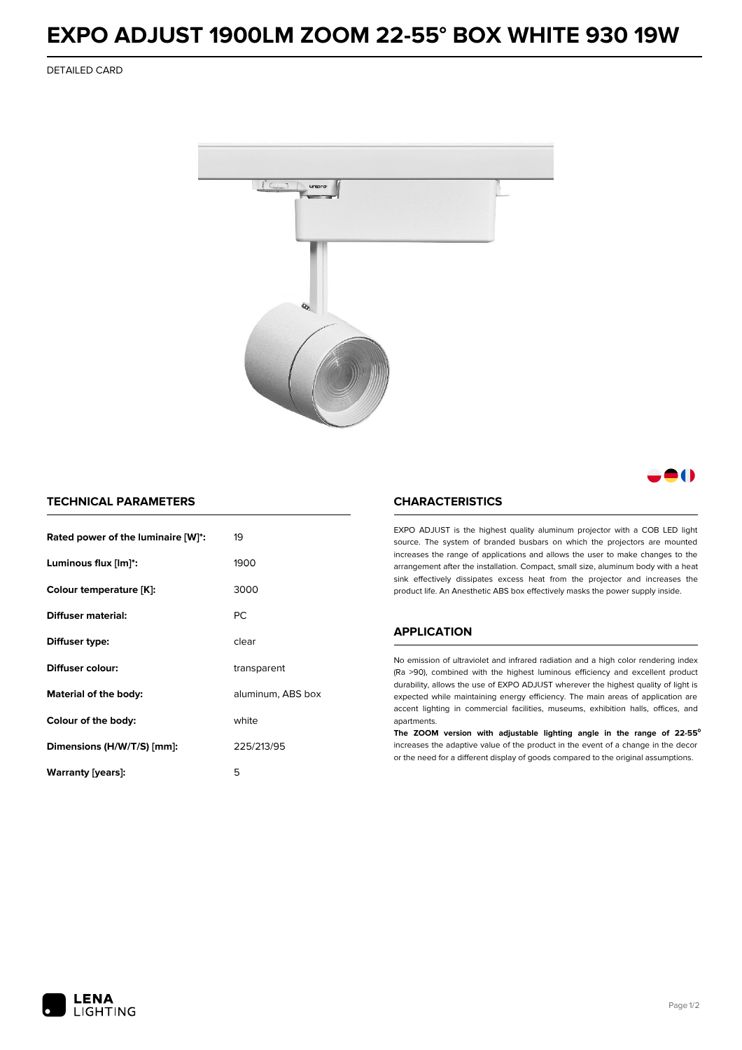# EXPO ADJUST 1900LM ZOOM 22-55° BOX WHITE 930 19W

DETAILED CARD

## TECHNICAL PARAMETERS

| | |
|---|---|
| **Rated power of the luminaire [W]*:** | 19 |
| **Luminous flux [lm]*:** | 1900 |
| **Colour temperature [K]:** | 3000 |
| **Diffuser material:** | PC |
| **Diffuser type:** | clear |
| **Diffuser colour:** | transparent |
| **Material of the body:** | aluminum, ABS box |
| **Colour of the body:** | white |
| **Dimensions (H/W/T/S) [mm]:** | 225/213/95 |
| **Warranty [years]:** | 5 |

## CHARACTERISTICS

EXPO ADJUST is the highest quality aluminum projector with a COB LED light source. The system of branded busbars on which the projectors are mounted increases the range of applications and allows the user to make changes to the arrangement after the installation. Compact, small size, aluminum body with a heat sink effectively dissipates excess heat from the projector and increases the product life. An Anesthetic ABS box effectively masks the power supply inside.

## APPLICATION

No emission of ultraviolet and infrared radiation and a high color rendering index (Ra >90), combined with the highest luminous efficiency and excellent product durability, allows the use of EXPO ADJUST wherever the highest quality of light is expected while maintaining energy efficiency. The main areas of application are accent lighting in commercial facilities, museums, exhibition halls, offices, and apartments.

**The ZOOM version with adjustable lighting angle in the range of 22-55°** increases the adaptive value of the product in the event of a change in the decor or the need for a different display of goods compared to the original assumptions.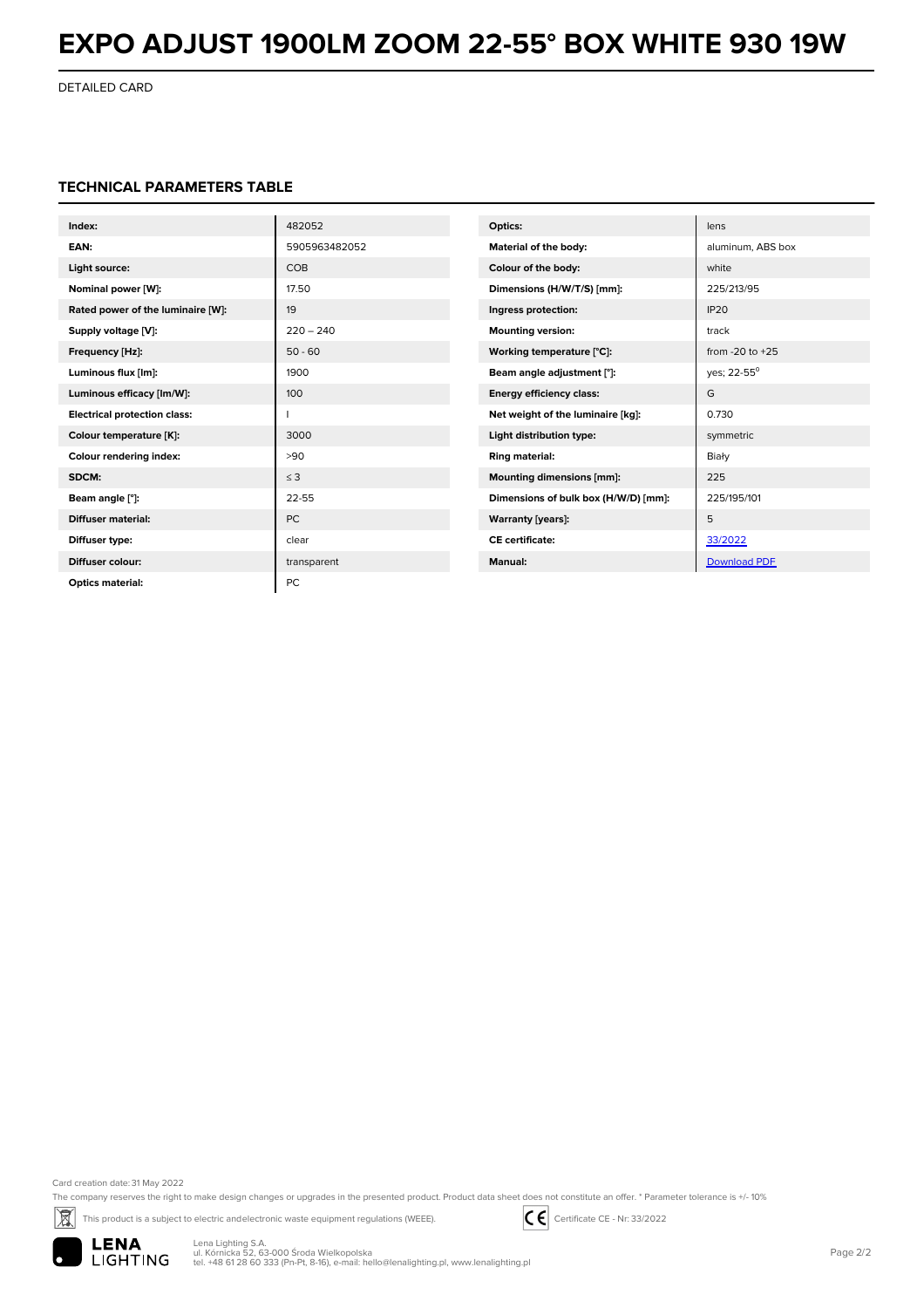# EXPO ADJUST 1900LM ZOOM 22-55° BOX WHITE 930 19W

DETAILED CARD

### TECHNICAL PARAMETERS TABLE

| | |
|---|---|
| **Index:** | 482052 |
| **EAN:** | 5905963482052 |
| **Light source:** | COB |
| **Nominal power [W]:** | 17.50 |
| **Rated power of the luminaire [W]:** | 19 |
| **Supply voltage [V]:** | 220 – 240 |
| **Frequency [Hz]:** | 50 - 60 |
| **Luminous flux [lm]:** | 1900 |
| **Luminous efficacy [lm/W]:** | 100 |
| **Electrical protection class:** | I |
| **Colour temperature [K]:** | 3000 |
| **Colour rendering index:** | >90 |
| **SDCM:** | ≤ 3 |
| **Beam angle [°]:** | 22-55 |
| **Diffuser material:** | PC |
| **Diffuser type:** | clear |
| **Diffuser colour:** | transparent |
| **Optics material:** | PC |
| **Optics:** | lens |
| **Material of the body:** | aluminum, ABS box |
| **Colour of the body:** | white |
| **Dimensions (H/W/T/S) [mm]:** | 225/213/95 |
| **Ingress protection:** | IP20 |
| **Mounting version:** | track |
| **Working temperature [°C]:** | from -20 to +25 |
| **Beam angle adjustment [°]:** | yes; 22-55° |
| **Energy efficiency class:** | G |
| **Net weight of the luminaire [kg]:** | 0.730 |
| **Light distribution type:** | symmetric |
| **Ring material:** | Biały |
| **Mounting dimensions [mm]:** | 225 |
| **Dimensions of bulk box (H/W/D) [mm]:** | 225/195/101 |
| **Warranty [years]:** | 5 |
| **CE certificate:** | 33/2022 |
| **Manual:** | Download PDF |

Card creation date: 31 May 2022

The company reserves the right to make design changes or upgrades in the presented product. Product data sheet does not constitute an offer. * Parameter tolerance is +/- 10%

This product is a subject to electric andelectronic waste equipment regulations (WEEE).

Certificate CE - Nr: 33/2022

LENA LIGHTING

Lena Lighting S.A.
ul. Kórnicka 52, 63-000 Środa Wielkopolska
tel. +48 61 28 60 333 (Pn-Pt, 8-16), e-mail: hello@lenalighting.pl, www.lenalighting.pl